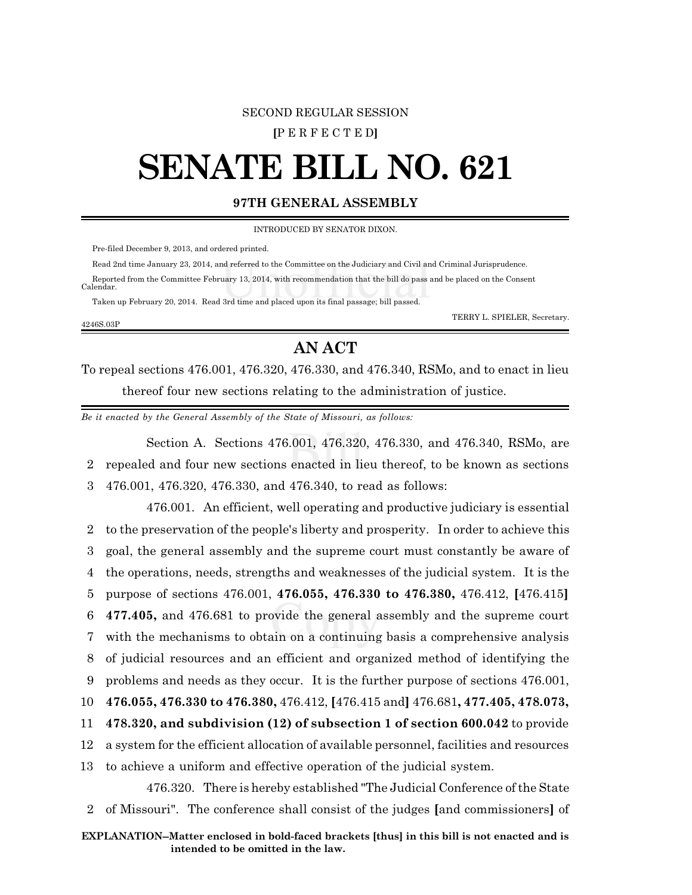SECOND REGULAR SESSION

**[**P E R F E C T E D**]**

# SENATE BILL NO. 621

**97TH GENERAL ASSEMBLY**

INTRODUCED BY SENATOR DIXON.

Pre-filed December 9, 2013, and ordered printed.

Read 2nd time January 23, 2014, and referred to the Committee on the Judiciary and Civil and Criminal Jurisprudence.

Reported from the Committee February 13, 2014, with recommendation that the bill do pass and be placed on the Consent Calendar.

Taken up February 20, 2014. Read 3rd time and placed upon its final passage; bill passed.

TERRY L. SPIELER, Secretary.

4246S.03P

## AN ACT

To repeal sections 476.001, 476.320, 476.330, and 476.340, RSMo, and to enact in lieu thereof four new sections relating to the administration of justice.

*Be it enacted by the General Assembly of the State of Missouri, as follows:*

Section A. Sections 476.001, 476.320, 476.330, and 476.340, RSMo, are repealed and four new sections enacted in lieu thereof, to be known as sections 476.001, 476.320, 476.330, and 476.340, to read as follows:

476.001. An efficient, well operating and productive judiciary is essential to the preservation of the people's liberty and prosperity. In order to achieve this goal, the general assembly and the supreme court must constantly be aware of the operations, needs, strengths and weaknesses of the judicial system. It is the purpose of sections 476.001, **476.055, 476.330 to 476.380,** 476.412, **[**476.415**]** **477.405,** and 476.681 to provide the general assembly and the supreme court with the mechanisms to obtain on a continuing basis a comprehensive analysis of judicial resources and an efficient and organized method of identifying the problems and needs as they occur. It is the further purpose of sections 476.001, **476.055, 476.330 to 476.380,** 476.412, **[**476.415 and**]** 476.681**, 477.405, 478.073, 478.320, and subdivision (12) of subsection 1 of section 600.042** to provide a system for the efficient allocation of available personnel, facilities and resources to achieve a uniform and effective operation of the judicial system.

476.320. There is hereby established "The Judicial Conference of the State of Missouri". The conference shall consist of the judges **[**and commissioners**]** of

**EXPLANATION–Matter enclosed in bold-faced brackets [thus] in this bill is not enacted and is intended to be omitted in the law.**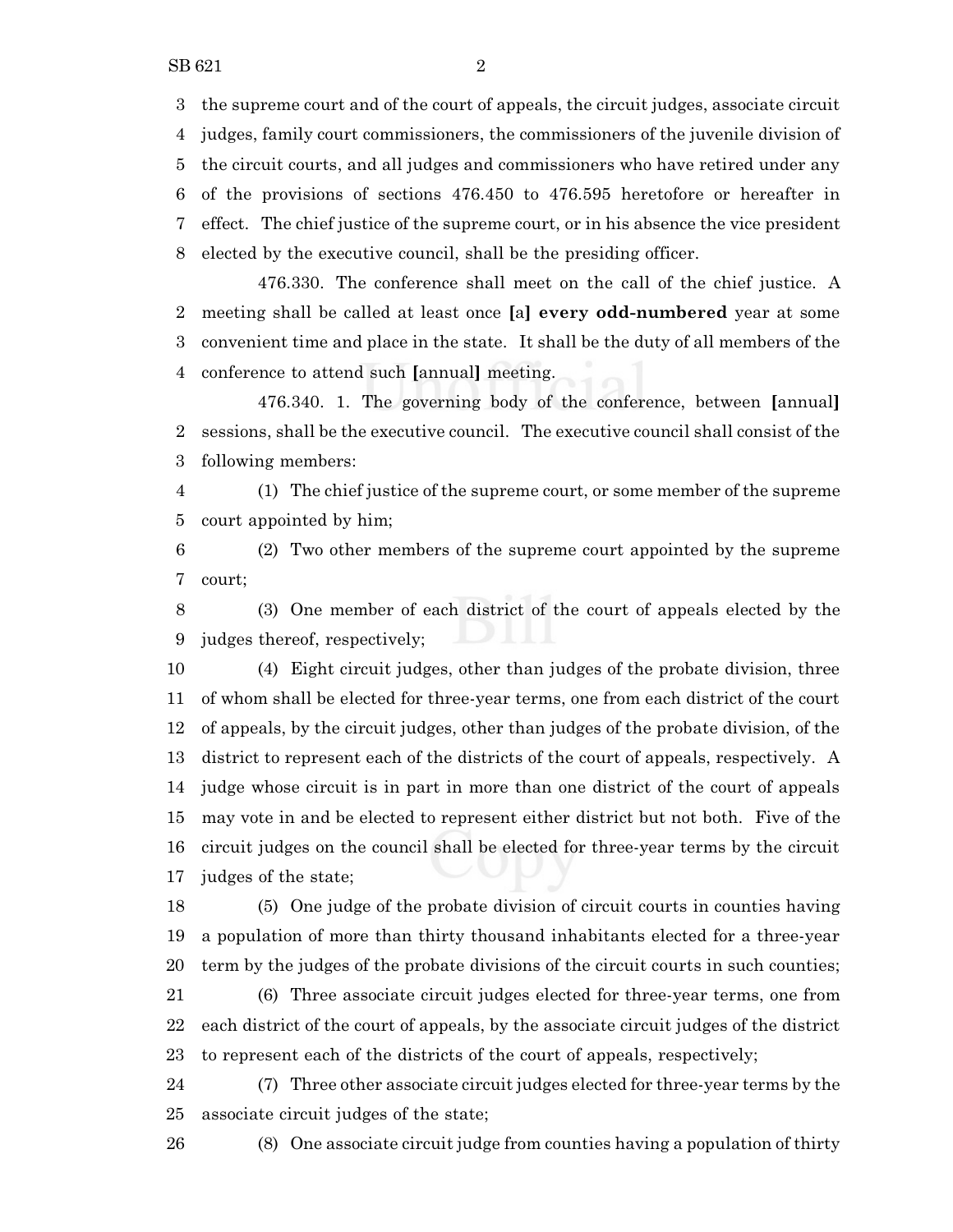the supreme court and of the court of appeals, the circuit judges, associate circuit judges, family court commissioners, the commissioners of the juvenile division of the circuit courts, and all judges and commissioners who have retired under any of the provisions of sections 476.450 to 476.595 heretofore or hereafter in effect. The chief justice of the supreme court, or in his absence the vice president elected by the executive council, shall be the presiding officer.

476.330. The conference shall meet on the call of the chief justice. A meeting shall be called at least once [a] **every odd-numbered** year at some convenient time and place in the state. It shall be the duty of all members of the conference to attend such [annual] meeting.

476.340. 1. The governing body of the conference, between [annual] sessions, shall be the executive council. The executive council shall consist of the following members:

(1) The chief justice of the supreme court, or some member of the supreme court appointed by him;

(2) Two other members of the supreme court appointed by the supreme court;

(3) One member of each district of the court of appeals elected by the judges thereof, respectively;

(4) Eight circuit judges, other than judges of the probate division, three of whom shall be elected for three-year terms, one from each district of the court of appeals, by the circuit judges, other than judges of the probate division, of the district to represent each of the districts of the court of appeals, respectively. A judge whose circuit is in part in more than one district of the court of appeals may vote in and be elected to represent either district but not both. Five of the circuit judges on the council shall be elected for three-year terms by the circuit judges of the state;

(5) One judge of the probate division of circuit courts in counties having a population of more than thirty thousand inhabitants elected for a three-year term by the judges of the probate divisions of the circuit courts in such counties;

(6) Three associate circuit judges elected for three-year terms, one from each district of the court of appeals, by the associate circuit judges of the district to represent each of the districts of the court of appeals, respectively;

(7) Three other associate circuit judges elected for three-year terms by the associate circuit judges of the state;

(8) One associate circuit judge from counties having a population of thirty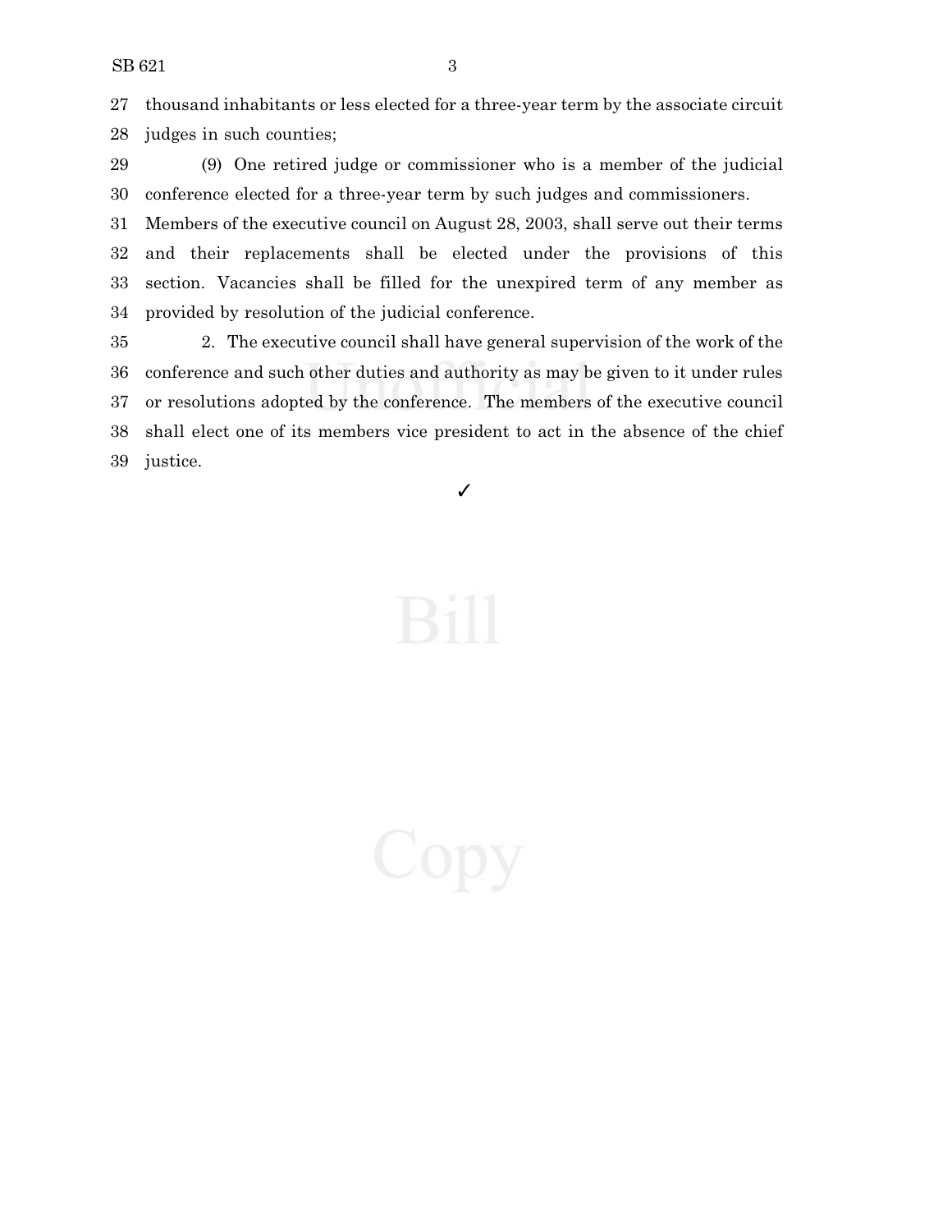thousand inhabitants or less elected for a three-year term by the associate circuit judges in such counties;

(9) One retired judge or commissioner who is a member of the judicial conference elected for a three-year term by such judges and commissioners.

Members of the executive council on August 28, 2003, shall serve out their terms and their replacements shall be elected under the provisions of this section. Vacancies shall be filled for the unexpired term of any member as provided by resolution of the judicial conference.

2. The executive council shall have general supervision of the work of the conference and such other duties and authority as may be given to it under rules or resolutions adopted by the conference. The members of the executive council shall elect one of its members vice president to act in the absence of the chief justice.

✓